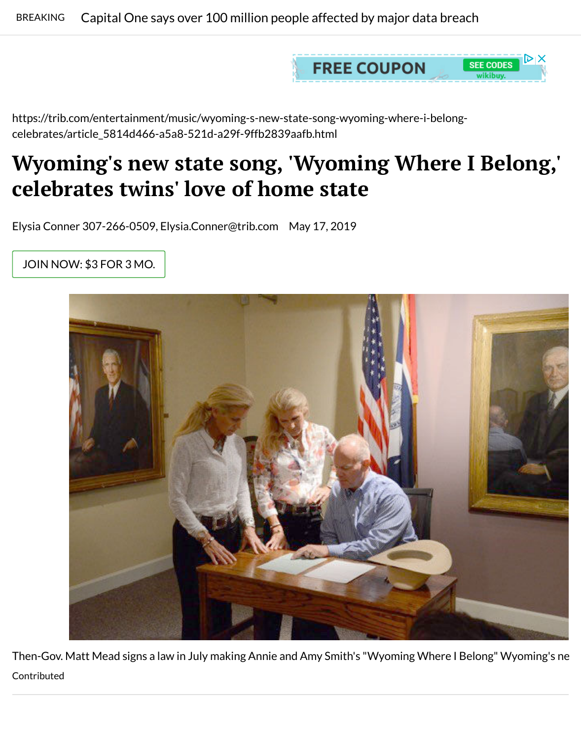BREAKING Capital One says over 100 million people affected by major data breach

https://trib.com/entertainment/music/wyoming-s-new-state-song-wyoming-where-i-belong-celebrates/article_5814d466-a5a8-521d-a29f-9ffb2839aafb.html

# Wyoming's new state song, 'Wyoming Where I Belong,' celebrates twins' love of home state

Elysia Conner 307-266-0509, Elysia.Conner@trib.com May 17, 2019

JOIN NOW: $3 FOR 3 MO.

Then-Gov. Matt Mead signs a law in July making Annie and Amy Smith's "Wyoming Where I Belong" Wyoming's ne

Contributed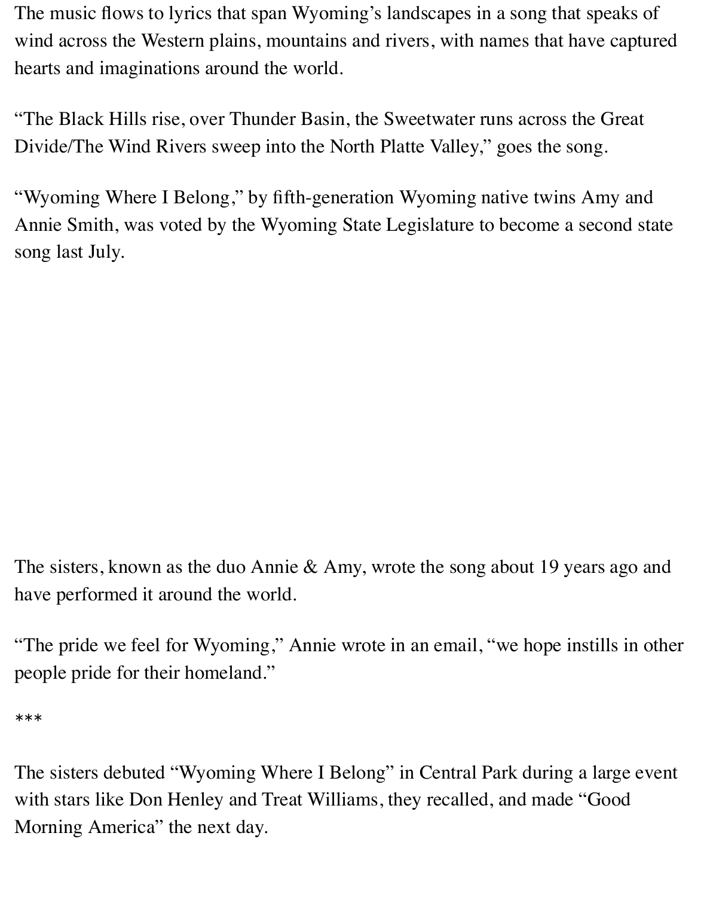The music flows to lyrics that span Wyoming's landscapes in a song that speaks of wind across the Western plains, mountains and rivers, with names that have captured hearts and imaginations around the world.

"The Black Hills rise, over Thunder Basin, the Sweetwater runs across the Great Divide/The Wind Rivers sweep into the North Platte Valley," goes the song.

"Wyoming Where I Belong," by fifth-generation Wyoming native twins Amy and Annie Smith, was voted by the Wyoming State Legislature to become a second state song last July.

The sisters, known as the duo Annie & Amy, wrote the song about 19 years ago and have performed it around the world.

"The pride we feel for Wyoming," Annie wrote in an email, "we hope instills in other people pride for their homeland."

***

The sisters debuted "Wyoming Where I Belong" in Central Park during a large event with stars like Don Henley and Treat Williams, they recalled, and made "Good Morning America" the next day.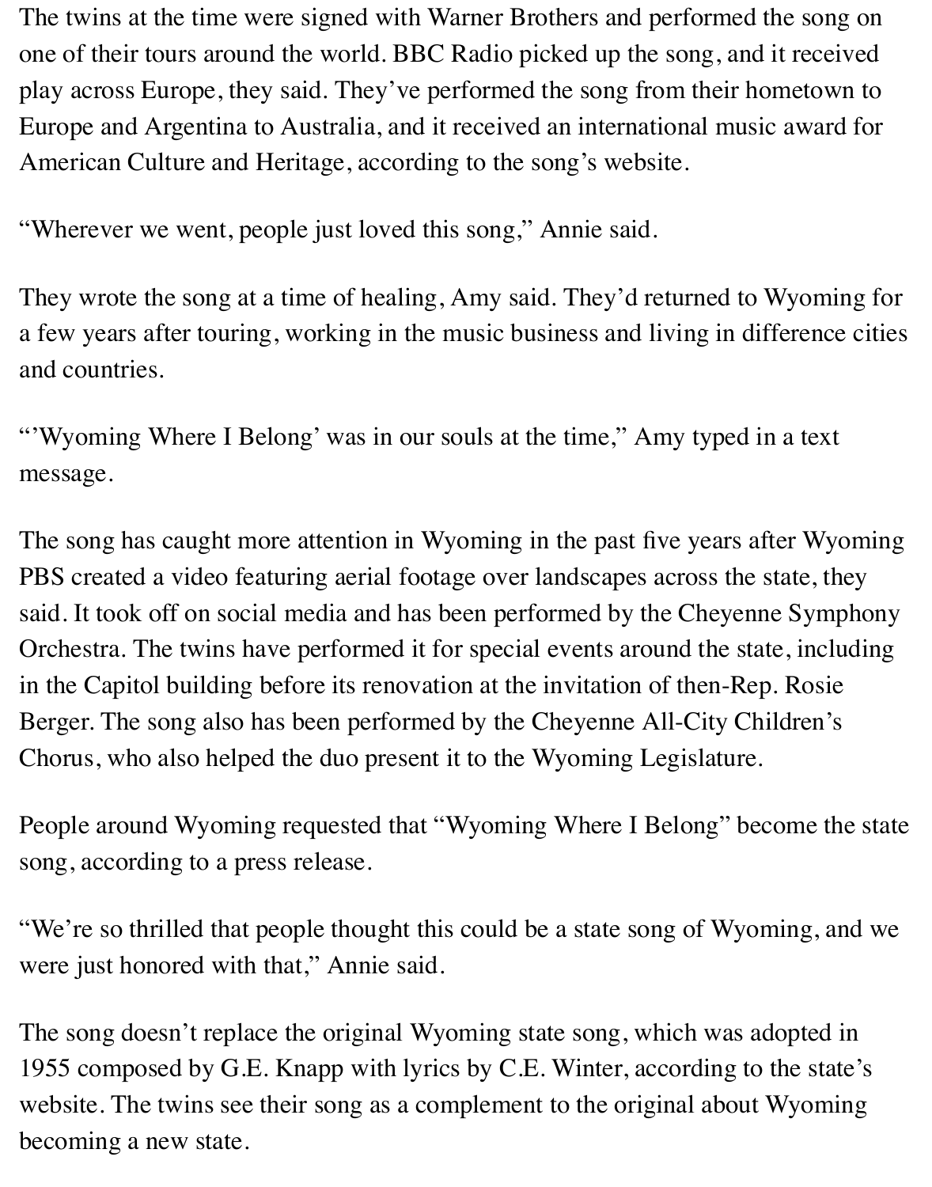The twins at the time were signed with Warner Brothers and performed the song on one of their tours around the world. BBC Radio picked up the song, and it received play across Europe, they said. They've performed the song from their hometown to Europe and Argentina to Australia, and it received an international music award for American Culture and Heritage, according to the song's website.

"Wherever we went, people just loved this song," Annie said.

They wrote the song at a time of healing, Amy said. They'd returned to Wyoming for a few years after touring, working in the music business and living in difference cities and countries.

"'Wyoming Where I Belong' was in our souls at the time," Amy typed in a text message.

The song has caught more attention in Wyoming in the past five years after Wyoming PBS created a video featuring aerial footage over landscapes across the state, they said. It took off on social media and has been performed by the Cheyenne Symphony Orchestra. The twins have performed it for special events around the state, including in the Capitol building before its renovation at the invitation of then-Rep. Rosie Berger. The song also has been performed by the Cheyenne All-City Children's Chorus, who also helped the duo present it to the Wyoming Legislature.

People around Wyoming requested that "Wyoming Where I Belong" become the state song, according to a press release.

"We're so thrilled that people thought this could be a state song of Wyoming, and we were just honored with that," Annie said.

The song doesn't replace the original Wyoming state song, which was adopted in 1955 composed by G.E. Knapp with lyrics by C.E. Winter, according to the state's website. The twins see their song as a complement to the original about Wyoming becoming a new state.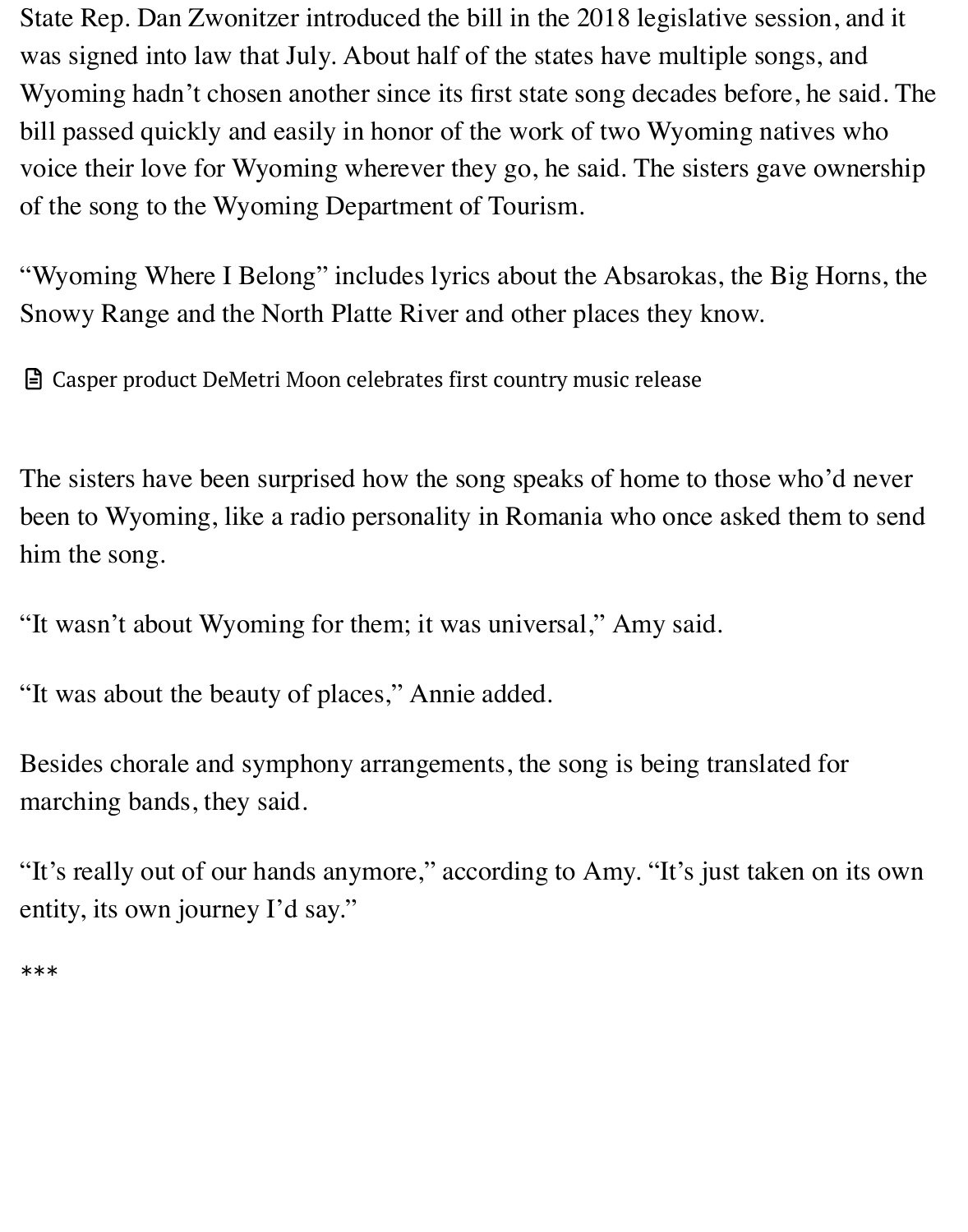State Rep. Dan Zwonitzer introduced the bill in the 2018 legislative session, and it was signed into law that July. About half of the states have multiple songs, and Wyoming hadn't chosen another since its first state song decades before, he said. The bill passed quickly and easily in honor of the work of two Wyoming natives who voice their love for Wyoming wherever they go, he said. The sisters gave ownership of the song to the Wyoming Department of Tourism.

"Wyoming Where I Belong" includes lyrics about the Absarokas, the Big Horns, the Snowy Range and the North Platte River and other places they know.

Casper product DeMetri Moon celebrates first country music release

The sisters have been surprised how the song speaks of home to those who'd never been to Wyoming, like a radio personality in Romania who once asked them to send him the song.

"It wasn't about Wyoming for them; it was universal," Amy said.

"It was about the beauty of places," Annie added.

Besides chorale and symphony arrangements, the song is being translated for marching bands, they said.

"It's really out of our hands anymore," according to Amy. "It's just taken on its own entity, its own journey I'd say."

***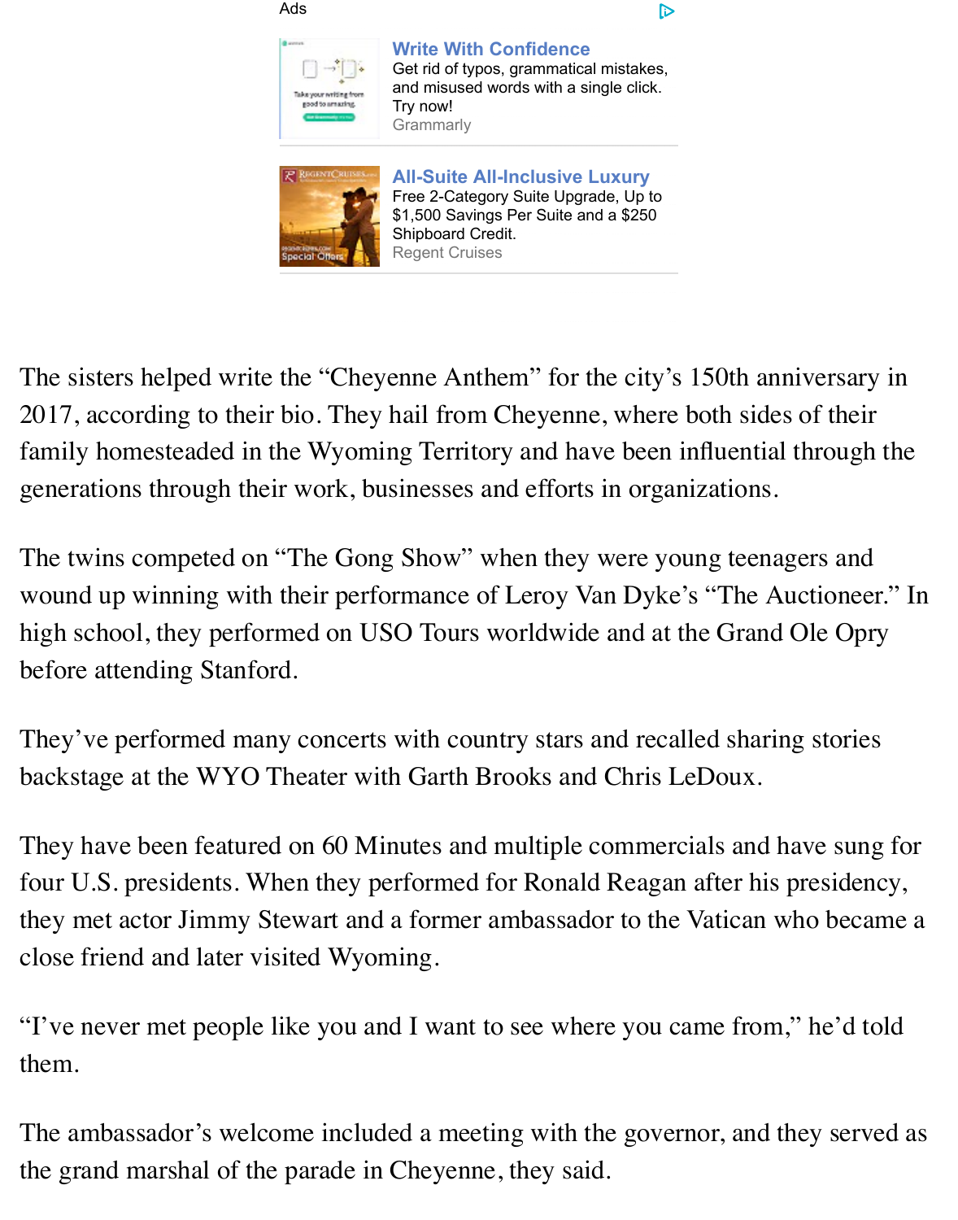The sisters helped write the "Cheyenne Anthem" for the city's 150th anniversary in 2017, according to their bio. They hail from Cheyenne, where both sides of their family homesteaded in the Wyoming Territory and have been influential through the generations through their work, businesses and efforts in organizations.

The twins competed on "The Gong Show" when they were young teenagers and wound up winning with their performance of Leroy Van Dyke's "The Auctioneer." In high school, they performed on USO Tours worldwide and at the Grand Ole Opry before attending Stanford.

They've performed many concerts with country stars and recalled sharing stories backstage at the WYO Theater with Garth Brooks and Chris LeDoux.

They have been featured on 60 Minutes and multiple commercials and have sung for four U.S. presidents. When they performed for Ronald Reagan after his presidency, they met actor Jimmy Stewart and a former ambassador to the Vatican who became a close friend and later visited Wyoming.

"I've never met people like you and I want to see where you came from," he'd told them.

The ambassador's welcome included a meeting with the governor, and they served as the grand marshal of the parade in Cheyenne, they said.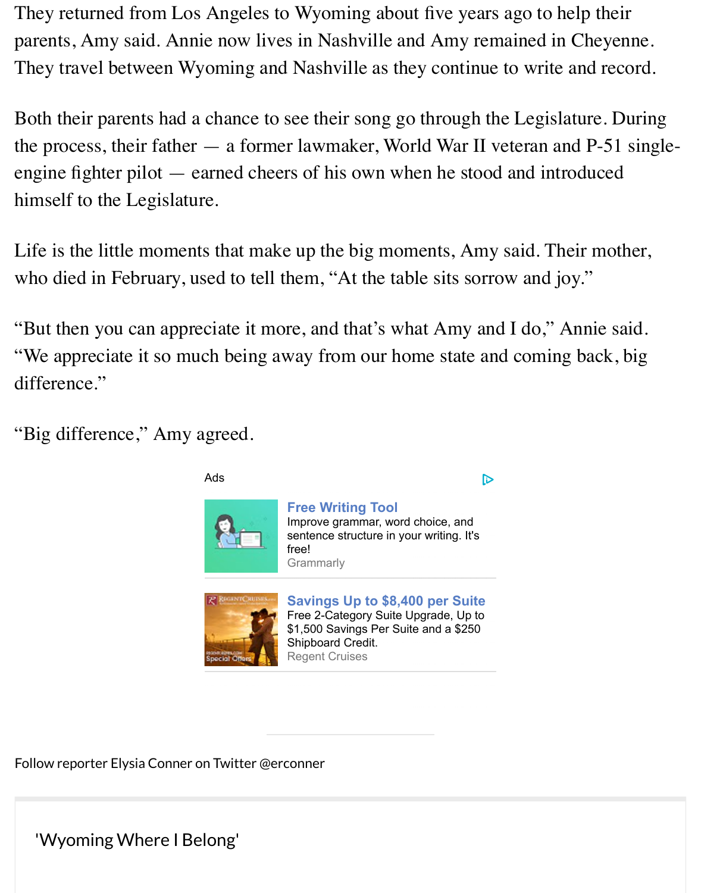They returned from Los Angeles to Wyoming about five years ago to help their parents, Amy said. Annie now lives in Nashville and Amy remained in Cheyenne. They travel between Wyoming and Nashville as they continue to write and record.

Both their parents had a chance to see their song go through the Legislature. During the process, their father — a former lawmaker, World War II veteran and P-51 single-engine fighter pilot — earned cheers of his own when he stood and introduced himself to the Legislature.

Life is the little moments that make up the big moments, Amy said. Their mother, who died in February, used to tell them, "At the table sits sorrow and joy."

"But then you can appreciate it more, and that's what Amy and I do," Annie said. "We appreciate it so much being away from our home state and coming back, big difference."

"Big difference," Amy agreed.

Ads

**Free Writing Tool**
Improve grammar, word choice, and sentence structure in your writing. It's free!
Grammarly

**Savings Up to $8,400 per Suite**
Free 2-Category Suite Upgrade, Up to $1,500 Savings Per Suite and a $250 Shipboard Credit.
Regent Cruises

Follow reporter Elysia Conner on Twitter @erconner

'Wyoming Where I Belong'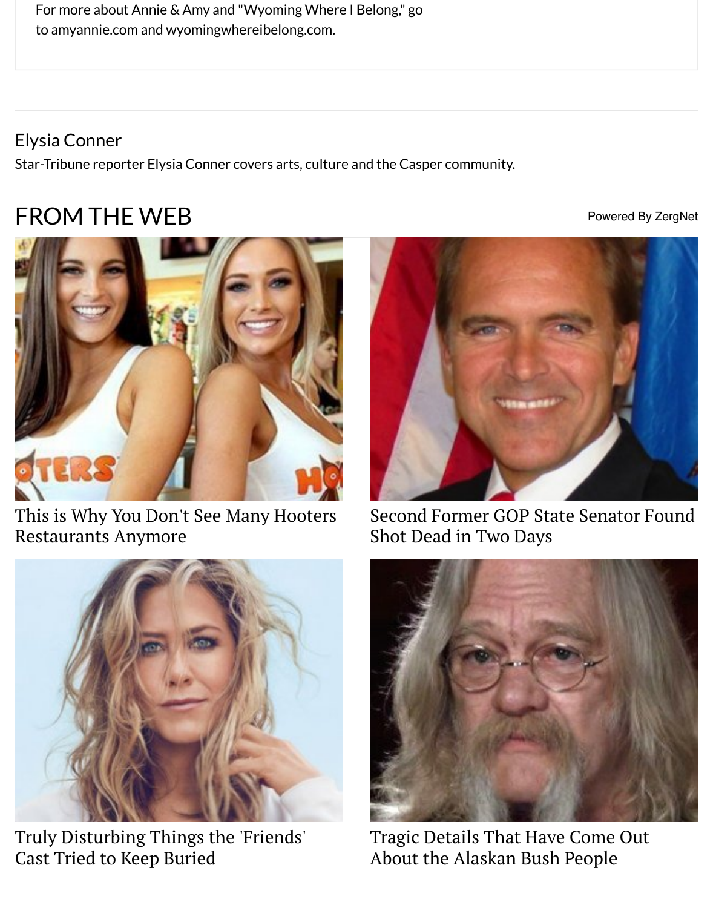For more about Annie & Amy and "Wyoming Where I Belong," go to amyannie.com and wyomingwhereibelong.com.

Elysia Conner

Star-Tribune reporter Elysia Conner covers arts, culture and the Casper community.

## FROM THE WEB

Powered By ZergNet

This is Why You Don't See Many Hooters Restaurants Anymore

Second Former GOP State Senator Found Shot Dead in Two Days

Truly Disturbing Things the 'Friends' Cast Tried to Keep Buried

Tragic Details That Have Come Out About the Alaskan Bush People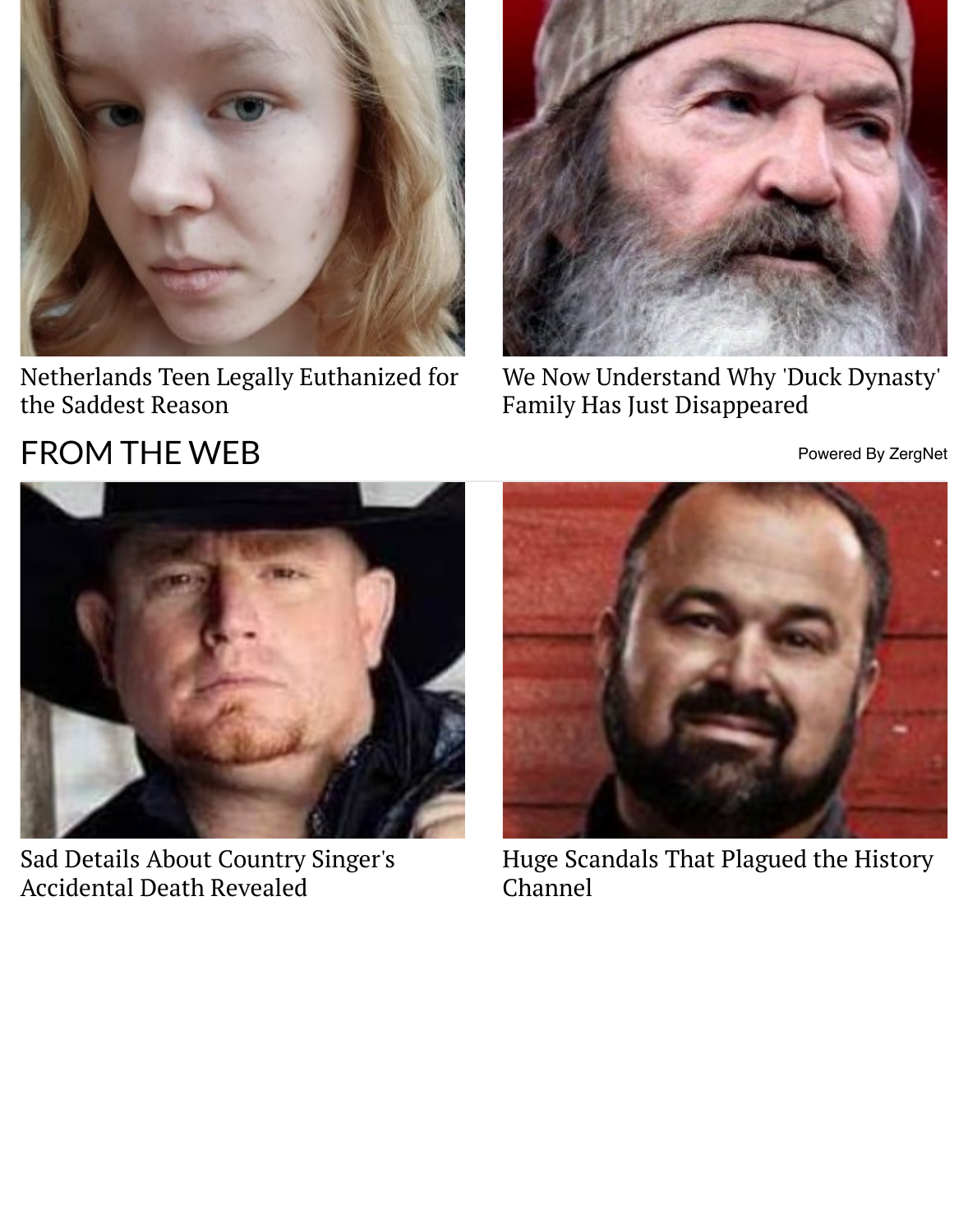Netherlands Teen Legally Euthanized for the Saddest Reason

We Now Understand Why 'Duck Dynasty' Family Has Just Disappeared

## FROM THE WEB

Powered By ZergNet

Sad Details About Country Singer's Accidental Death Revealed

Huge Scandals That Plagued the History Channel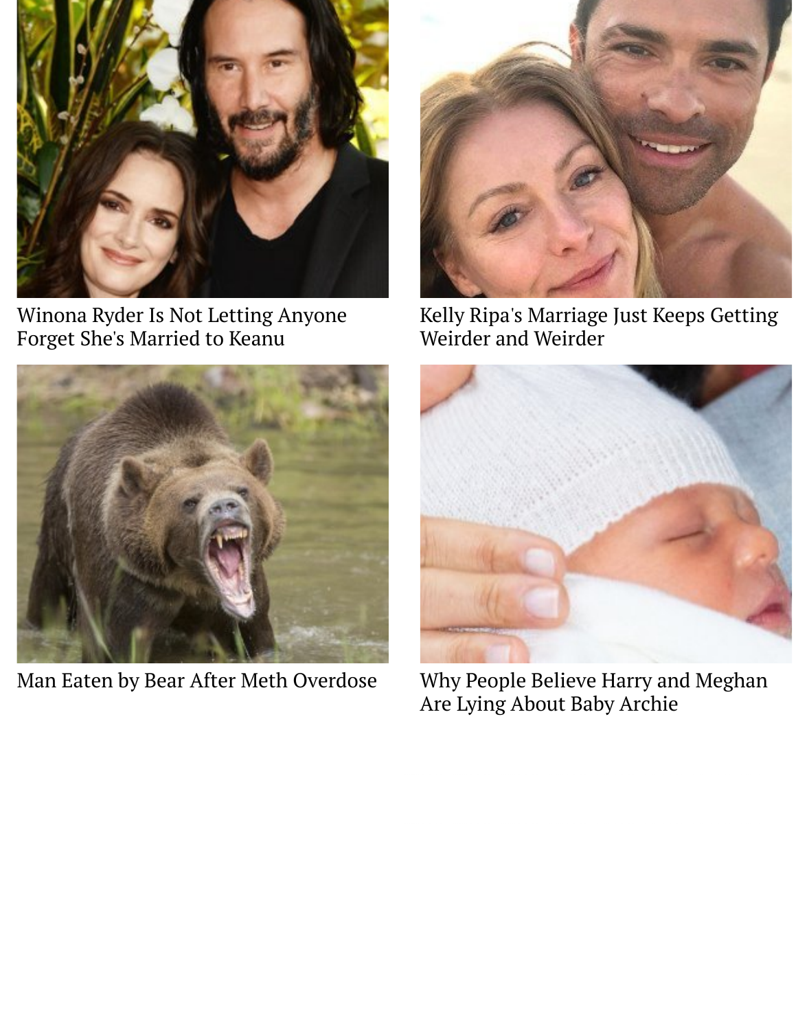Winona Ryder Is Not Letting Anyone Forget She's Married to Keanu

Kelly Ripa's Marriage Just Keeps Getting Weirder and Weirder

Man Eaten by Bear After Meth Overdose

Why People Believe Harry and Meghan Are Lying About Baby Archie